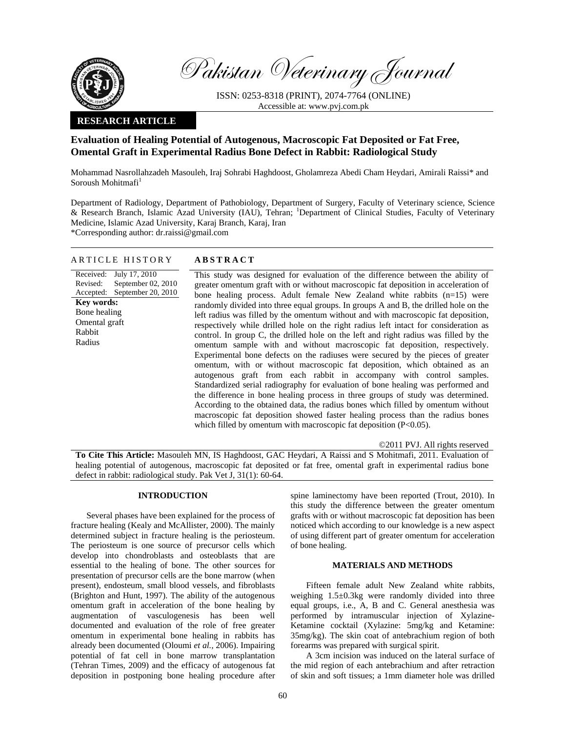Pakistan Veterinary Journal

ISSN: 0253-8318 (PRINT), 2074-7764 (ONLINE)
Accessible at: www.pvj.com.pk

**RESEARCH ARTICLE**

# Evaluation of Healing Potential of Autogenous, Macroscopic Fat Deposited or Fat Free, Omental Graft in Experimental Radius Bone Defect in Rabbit: Radiological Study

Mohammad Nasrollahzadeh Masouleh, Iraj Sohrabi Haghdoost, Gholamreza Abedi Cham Heydari, Amirali Raissi* and Soroush Mohitmafi[1]

Department of Radiology, Department of Pathobiology, Department of Surgery, Faculty of Veterinary science, Science & Research Branch, Islamic Azad University (IAU), Tehran; [1]Department of Clinical Studies, Faculty of Veterinary Medicine, Islamic Azad University, Karaj Branch, Karaj, Iran
*Corresponding author: dr.raissi@gmail.com

## ARTICLE HISTORY

Received: July 17, 2010
Revised: September 02, 2010
Accepted: September 20, 2010

**Key words:**
Bone healing
Omental graft
Rabbit
Radius

## ABSTRACT

This study was designed for evaluation of the difference between the ability of greater omentum graft with or without macroscopic fat deposition in acceleration of bone healing process. Adult female New Zealand white rabbits (n=15) were randomly divided into three equal groups. In groups A and B, the drilled hole on the left radius was filled by the omentum without and with macroscopic fat deposition, respectively while drilled hole on the right radius left intact for consideration as control. In group C, the drilled hole on the left and right radius was filled by the omentum sample with and without macroscopic fat deposition, respectively. Experimental bone defects on the radiuses were secured by the pieces of greater omentum, with or without macroscopic fat deposition, which obtained as an autogenous graft from each rabbit in accompany with control samples. Standardized serial radiography for evaluation of bone healing was performed and the difference in bone healing process in three groups of study was determined. According to the obtained data, the radius bones which filled by omentum without macroscopic fat deposition showed faster healing process than the radius bones which filled by omentum with macroscopic fat deposition ($P<0.05$).

©2011 PVJ. All rights reserved

**To Cite This Article:** Masouleh MN, IS Haghdoost, GAC Heydari, A Raissi and S Mohitmafi, 2011. Evaluation of healing potential of autogenous, macroscopic fat deposited or fat free, omental graft in experimental radius bone defect in rabbit: radiological study. Pak Vet J, 31(1): 60-64.

## INTRODUCTION

Several phases have been explained for the process of fracture healing (Kealy and McAllister, 2000). The mainly determined subject in fracture healing is the periosteum. The periosteum is one source of precursor cells which develop into chondroblasts and osteoblasts that are essential to the healing of bone. The other sources for presentation of precursor cells are the bone marrow (when present), endosteum, small blood vessels, and fibroblasts (Brighton and Hunt, 1997). The ability of the autogenous omentum graft in acceleration of the bone healing by augmentation of vasculogenesis has been well documented and evaluation of the role of free greater omentum in experimental bone healing in rabbits has already been documented (Oloumi *et al.*, 2006). Impairing potential of fat cell in bone marrow transplantation (Tehran Times, 2009) and the efficacy of autogenous fat deposition in postponing bone healing procedure after spine laminectomy have been reported (Trout, 2010). In this study the difference between the greater omentum grafts with or without macroscopic fat deposition has been noticed which according to our knowledge is a new aspect of using different part of greater omentum for acceleration of bone healing.

## MATERIALS AND METHODS

Fifteen female adult New Zealand white rabbits, weighing 1.5±0.3kg were randomly divided into three equal groups, i.e., A, B and C. General anesthesia was performed by intramuscular injection of Xylazine-Ketamine cocktail (Xylazine: 5mg/kg and Ketamine: 35mg/kg). The skin coat of antebrachium region of both forearms was prepared with surgical spirit.

A 3cm incision was induced on the lateral surface of the mid region of each antebrachium and after retraction of skin and soft tissues; a 1mm diameter hole was drilled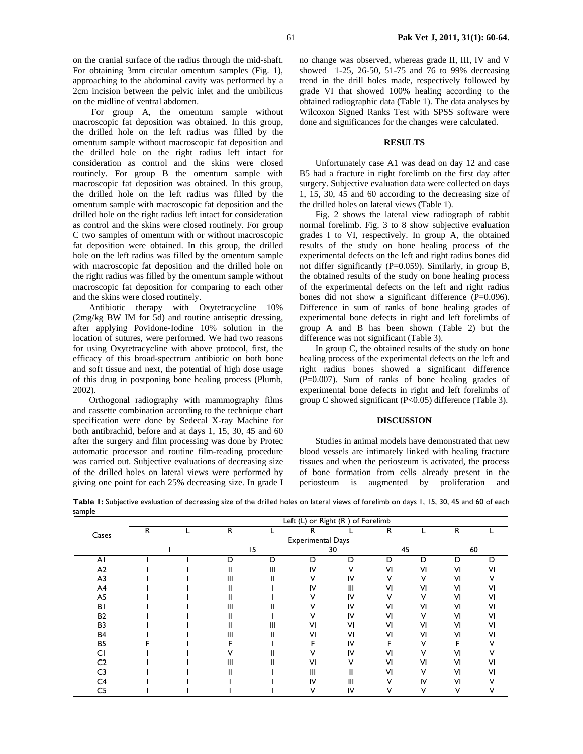on the cranial surface of the radius through the mid-shaft. For obtaining 3mm circular omentum samples (Fig. 1), approaching to the abdominal cavity was performed by a 2cm incision between the pelvic inlet and the umbilicus on the midline of ventral abdomen.

For group A, the omentum sample without macroscopic fat deposition was obtained. In this group, the drilled hole on the left radius was filled by the omentum sample without macroscopic fat deposition and the drilled hole on the right radius left intact for consideration as control and the skins were closed routinely. For group B the omentum sample with macroscopic fat deposition was obtained. In this group, the drilled hole on the left radius was filled by the omentum sample with macroscopic fat deposition and the drilled hole on the right radius left intact for consideration as control and the skins were closed routinely. For group C two samples of omentum with or without macroscopic fat deposition were obtained. In this group, the drilled hole on the left radius was filled by the omentum sample with macroscopic fat deposition and the drilled hole on the right radius was filled by the omentum sample without macroscopic fat deposition for comparing to each other and the skins were closed routinely.

Antibiotic therapy with Oxytetracycline 10% (2mg/kg BW IM for 5d) and routine antiseptic dressing, after applying Povidone-Iodine 10% solution in the location of sutures, were performed. We had two reasons for using Oxytetracycline with above protocol, first, the efficacy of this broad-spectrum antibiotic on both bone and soft tissue and next, the potential of high dose usage of this drug in postponing bone healing process (Plumb, 2002).

Orthogonal radiography with mammography films and cassette combination according to the technique chart specification were done by Sedecal X-ray Machine for both antibrachid, before and at days 1, 15, 30, 45 and 60 after the surgery and film processing was done by Protec automatic processor and routine film-reading procedure was carried out. Subjective evaluations of decreasing size of the drilled holes on lateral views were performed by giving one point for each 25% decreasing size. In grade I no change was observed, whereas grade II, III, IV and V showed 1-25, 26-50, 51-75 and 76 to 99% decreasing trend in the drill holes made, respectively followed by grade VI that showed 100% healing according to the obtained radiographic data (Table 1). The data analyses by Wilcoxon Signed Ranks Test with SPSS software were done and significances for the changes were calculated.

## RESULTS

Unfortunately case A1 was dead on day 12 and case B5 had a fracture in right forelimb on the first day after surgery. Subjective evaluation data were collected on days 1, 15, 30, 45 and 60 according to the decreasing size of the drilled holes on lateral views (Table 1).

Fig. 2 shows the lateral view radiograph of rabbit normal forelimb. Fig. 3 to 8 show subjective evaluation grades I to VI, respectively. In group A, the obtained results of the study on bone healing process of the experimental defects on the left and right radius bones did not differ significantly (P=0.059). Similarly, in group B, the obtained results of the study on bone healing process of the experimental defects on the left and right radius bones did not show a significant difference (P=0.096). Difference in sum of ranks of bone healing grades of experimental bone defects in right and left forelimbs of group A and B has been shown (Table 2) but the difference was not significant (Table 3).

In group C, the obtained results of the study on bone healing process of the experimental defects on the left and right radius bones showed a significant difference (P=0.007). Sum of ranks of bone healing grades of experimental bone defects in right and left forelimbs of group C showed significant (P<0.05) difference (Table 3).

## DISCUSSION

Studies in animal models have demonstrated that new blood vessels are intimately linked with healing fracture tissues and when the periosteum is activated, the process of bone formation from cells already present in the periosteum is augmented by proliferation and

**Table 1:** Subjective evaluation of decreasing size of the drilled holes on lateral views of forelimb on days 1, 15, 30, 45 and 60 of each sample

| Cases | Left (L) or Right (R) of Forelimb | | | | | | | | | |
|---|---|---|---|---|---|---|---|---|---|---|
| | R | L | R | L | R | L | R | L | R | L |
| | Experimental Days | | | | | | | | | |
| | 1 | | 15 | | 30 | | 45 | | 60 | |
| A1 | I | I | D | D | D | D | D | D | D | D |
| A2 | I | I | II | III | IV | V | VI | VI | VI | VI |
| A3 | I | I | III | II | V | IV | V | V | VI | V |
| A4 | I | I | II | I | IV | III | VI | VI | VI | VI |
| A5 | I | I | II | I | V | IV | V | V | VI | VI |
| B1 | I | I | III | II | V | IV | VI | VI | VI | VI |
| B2 | I | I | II | I | V | IV | VI | V | VI | VI |
| B3 | I | I | II | III | VI | VI | VI | VI | VI | VI |
| B4 | I | I | III | II | VI | VI | VI | VI | VI | VI |
| B5 | F | I | F | I | F | IV | F | V | F | V |
| C1 | I | I | V | II | V | IV | VI | V | VI | V |
| C2 | I | I | III | II | VI | V | VI | VI | VI | VI |
| C3 | I | I | II | I | III | II | VI | V | VI | VI |
| C4 | I | I | I | I | IV | III | V | IV | VI | V |
| C5 | I | I | I | I | V | IV | V | V | V | V |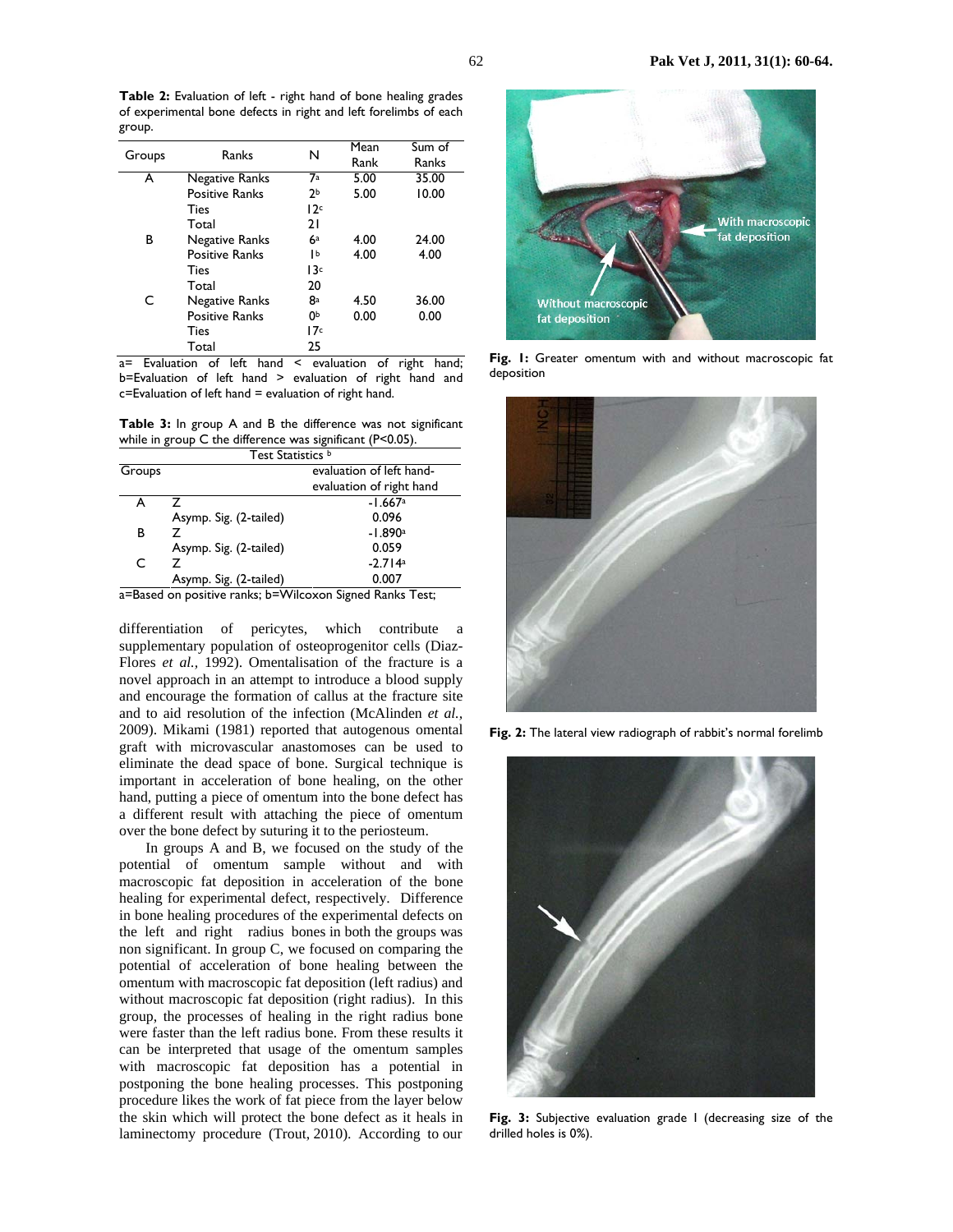**Table 2:** Evaluation of left - right hand of bone healing grades of experimental bone defects in right and left forelimbs of each group.

| Groups | Ranks | N | Mean Rank | Sum of Ranks |
|---|---|---|---|---|
| A | Negative Ranks | 7[a] | 5.00 | 35.00 |
| | Positive Ranks | 2[b] | 5.00 | 10.00 |
| | Ties | 12[c] | | |
| | Total | 21 | | |
| B | Negative Ranks | 6[a] | 4.00 | 24.00 |
| | Positive Ranks | 1[b] | 4.00 | 4.00 |
| | Ties | 13[c] | | |
| | Total | 20 | | |
| C | Negative Ranks | 8[a] | 4.50 | 36.00 |
| | Positive Ranks | 0[b] | 0.00 | 0.00 |
| | Ties | 17[c] | | |
| | Total | 25 | | |

a= Evaluation of left hand < evaluation of right hand; b=Evaluation of left hand > evaluation of right hand and c=Evaluation of left hand = evaluation of right hand.

**Table 3:** In group A and B the difference was not significant while in group C the difference was significant (P<0.05).

| Groups | Test Statistics [b] | evaluation of left hand-evaluation of right hand |
|---|---|---|
| A | Z | -1.667[a] |
| | Asymp. Sig. (2-tailed) | 0.096 |
| B | Z | -1.890[a] |
| | Asymp. Sig. (2-tailed) | 0.059 |
| C | Z | -2.714[a] |
| | Asymp. Sig. (2-tailed) | 0.007 |

a=Based on positive ranks; b=Wilcoxon Signed Ranks Test;

differentiation of pericytes, which contribute a supplementary population of osteoprogenitor cells (Diaz-Flores *et al.,* 1992). Omentalisation of the fracture is a novel approach in an attempt to introduce a blood supply and encourage the formation of callus at the fracture site and to aid resolution of the infection (McAlinden *et al.,* 2009). Mikami (1981) reported that autogenous omental graft with microvascular anastomoses can be used to eliminate the dead space of bone. Surgical technique is important in acceleration of bone healing, on the other hand, putting a piece of omentum into the bone defect has a different result with attaching the piece of omentum over the bone defect by suturing it to the periosteum.

In groups A and B, we focused on the study of the potential of omentum sample without and with macroscopic fat deposition in acceleration of the bone healing for experimental defect, respectively. Difference in bone healing procedures of the experimental defects on the left and right radius bones in both the groups was non significant. In group C, we focused on comparing the potential of acceleration of bone healing between the omentum with macroscopic fat deposition (left radius) and without macroscopic fat deposition (right radius). In this group, the processes of healing in the right radius bone were faster than the left radius bone. From these results it can be interpreted that usage of the omentum samples with macroscopic fat deposition has a potential in postponing the bone healing processes. This postponing procedure likes the work of fat piece from the layer below the skin which will protect the bone defect as it heals in laminectomy procedure (Trout, 2010). According to our

With macroscopic fat deposition

Without macroscopic fat deposition

**Fig. 1:** Greater omentum with and without macroscopic fat deposition

**Fig. 2:** The lateral view radiograph of rabbit's normal forelimb

**Fig. 3:** Subjective evaluation grade I (decreasing size of the drilled holes is 0%).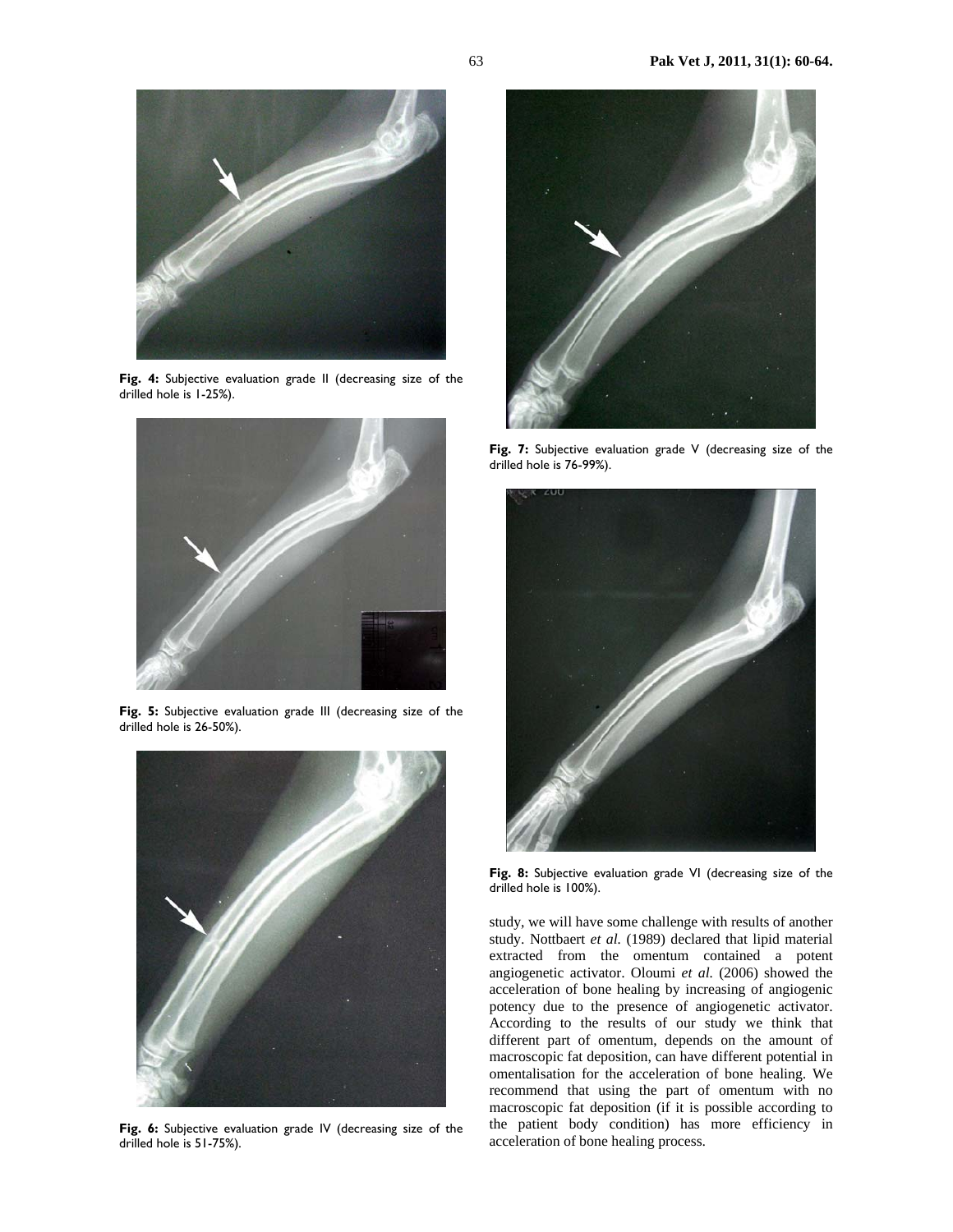Fig. 4: Subjective evaluation grade II (decreasing size of the drilled hole is 1-25%).

Fig. 5: Subjective evaluation grade III (decreasing size of the drilled hole is 26-50%).

Fig. 6: Subjective evaluation grade IV (decreasing size of the drilled hole is 51-75%).

Fig. 7: Subjective evaluation grade V (decreasing size of the drilled hole is 76-99%).

Fig. 8: Subjective evaluation grade VI (decreasing size of the drilled hole is 100%).

study, we will have some challenge with results of another study. Nottbaert *et al.* (1989) declared that lipid material extracted from the omentum contained a potent angiogenetic activator. Oloumi *et al.* (2006) showed the acceleration of bone healing by increasing of angiogenic potency due to the presence of angiogenetic activator. According to the results of our study we think that different part of omentum, depends on the amount of macroscopic fat deposition, can have different potential in omentalisation for the acceleration of bone healing. We recommend that using the part of omentum with no macroscopic fat deposition (if it is possible according to the patient body condition) has more efficiency in acceleration of bone healing process.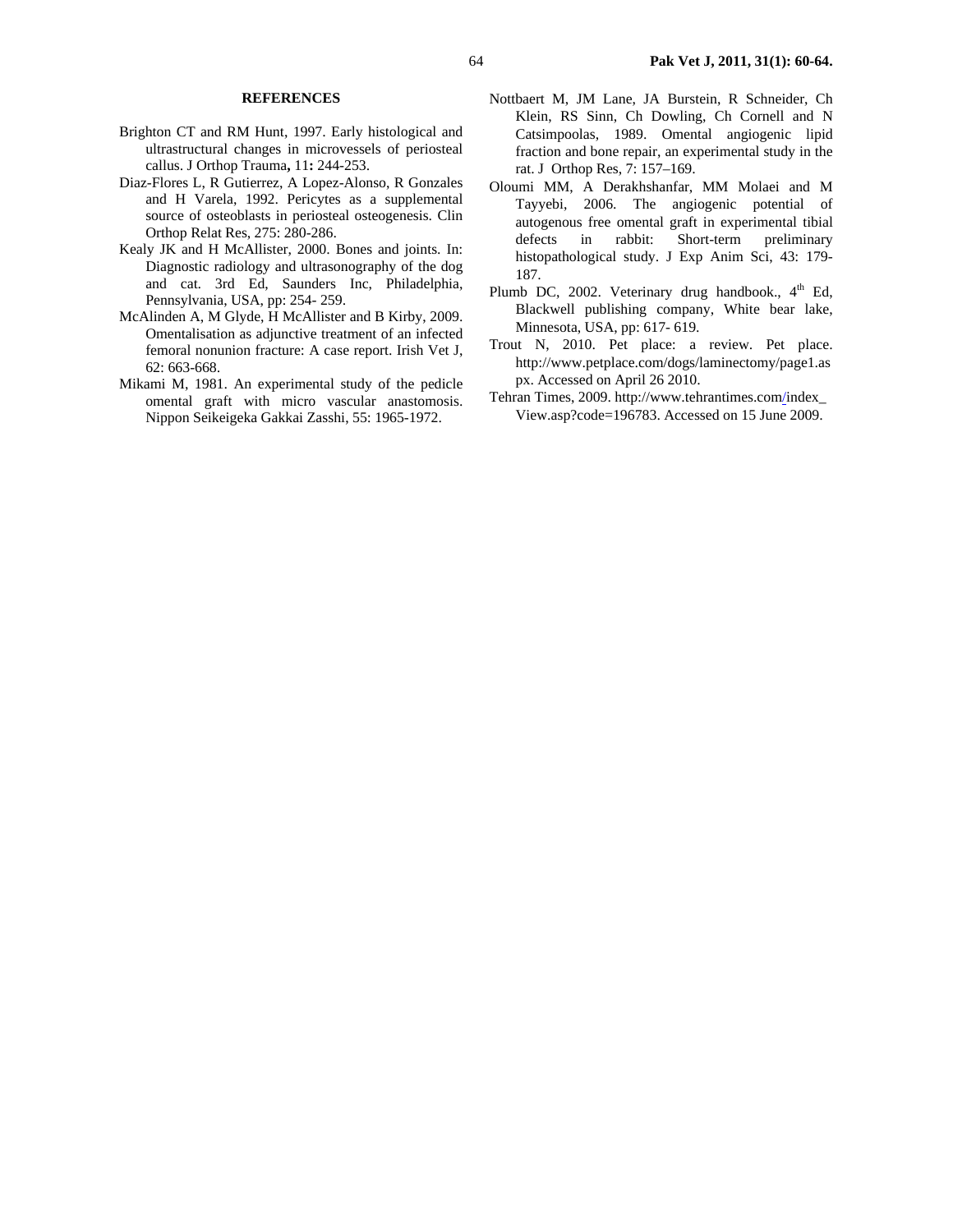## REFERENCES

Brighton CT and RM Hunt, 1997. Early histological and ultrastructural changes in microvessels of periosteal callus. J Orthop Trauma, 11: 244-253.

Diaz-Flores L, R Gutierrez, A Lopez-Alonso, R Gonzales and H Varela, 1992. Pericytes as a supplemental source of osteoblasts in periosteal osteogenesis. Clin Orthop Relat Res, 275: 280-286.

Kealy JK and H McAllister, 2000. Bones and joints. In: Diagnostic radiology and ultrasonography of the dog and cat. 3rd Ed, Saunders Inc, Philadelphia, Pennsylvania, USA, pp: 254- 259.

McAlinden A, M Glyde, H McAllister and B Kirby, 2009. Omentalisation as adjunctive treatment of an infected femoral nonunion fracture: A case report. Irish Vet J, 62: 663-668.

Mikami M, 1981. An experimental study of the pedicle omental graft with micro vascular anastomosis. Nippon Seikeigeka Gakkai Zasshi, 55: 1965-1972.

Nottbaert M, JM Lane, JA Burstein, R Schneider, Ch Klein, RS Sinn, Ch Dowling, Ch Cornell and N Catsimpoolas, 1989. Omental angiogenic lipid fraction and bone repair, an experimental study in the rat. J Orthop Res, 7: 157–169.

Oloumi MM, A Derakhshanfar, MM Molaei and M Tayyebi, 2006. The angiogenic potential of autogenous free omental graft in experimental tibial defects in rabbit: Short-term preliminary histopathological study. J Exp Anim Sci, 43: 179-187.

Plumb DC, 2002. Veterinary drug handbook., 4th Ed, Blackwell publishing company, White bear lake, Minnesota, USA, pp: 617- 619.

Trout N, 2010. Pet place: a review. Pet place. http://www.petplace.com/dogs/laminectomy/page1.aspx. Accessed on April 26 2010.

Tehran Times, 2009. http://www.tehrantimes.com/index_View.asp?code=196783. Accessed on 15 June 2009.